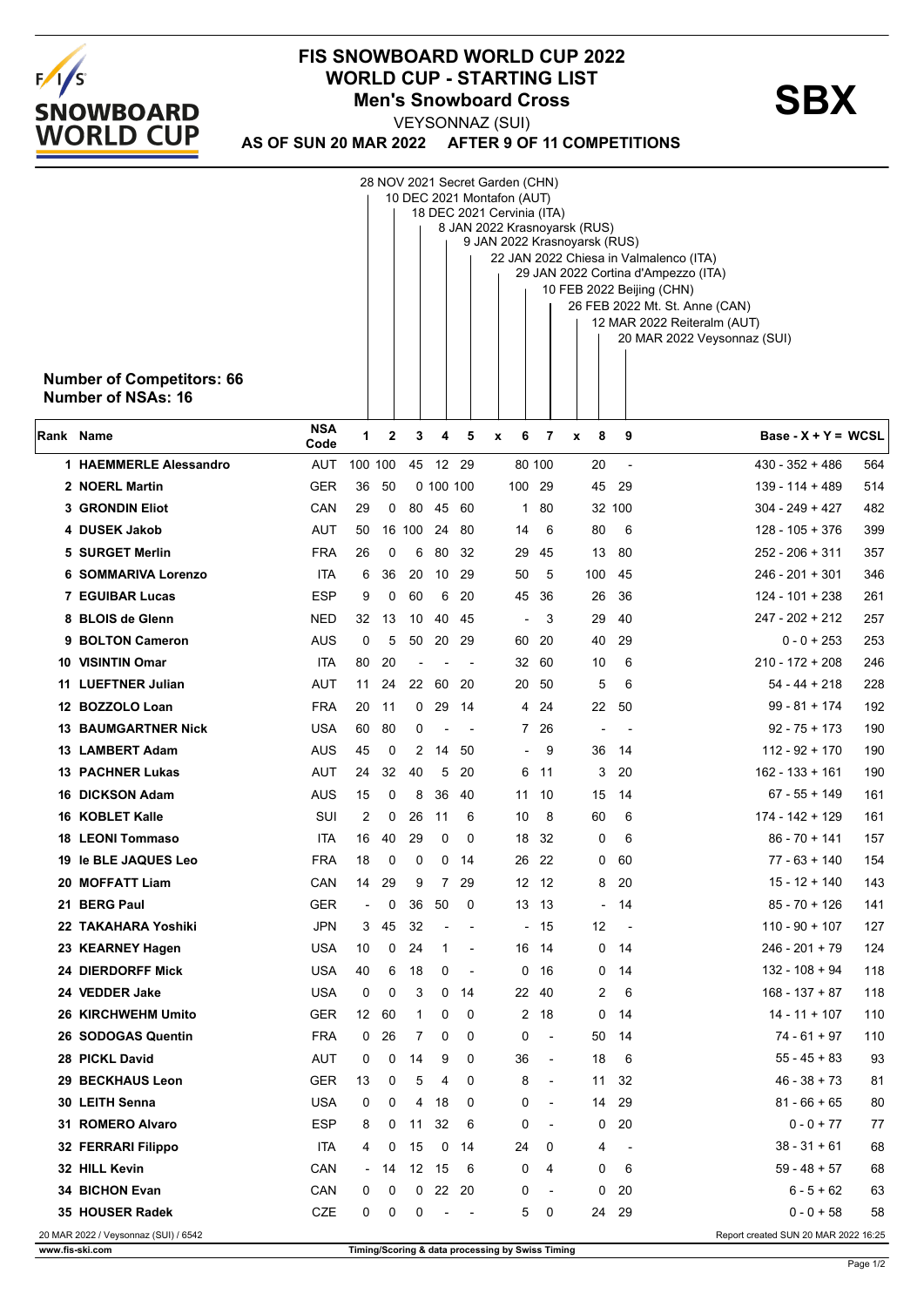# FIS SNOWBOARD WORLD CUP 2022

## WORLD CUP - STARTING LIST

### Men's Snowboard Cross

**SBX**

VEYSONNAZ (SUI)

**AS OF SUN 20 MAR 2022 AFTER 9 OF 11 COMPETITIONS**

1. 28 NOV 2021 Secret Garden (CHN)
2. 10 DEC 2021 Montafon (AUT)
3. 18 DEC 2021 Cervinia (ITA)
4. 8 JAN 2022 Krasnoyarsk (RUS)
5. 9 JAN 2022 Krasnoyarsk (RUS)
x. 22 JAN 2022 Chiesa in Valmalenco (ITA)
6. 29 JAN 2022 Cortina d'Ampezzo (ITA)
7. 10 FEB 2022 Beijing (CHN)
x. 26 FEB 2022 Mt. St. Anne (CAN)
8. 12 MAR 2022 Reiteralm (AUT)
9. 20 MAR 2022 Veysonnaz (SUI)

**Number of Competitors: 66**
**Number of NSAs: 16**

| Rank | Name | NSA Code | 1 | 2 | 3 | 4 | 5 | x | 6 | 7 | x | 8 | 9 | Base - X + Y = | WCSL |
|---|---|---|---|---|---|---|---|---|---|---|---|---|---|---|---|
| 1 | HAEMMERLE Alessandro | AUT | 100 | 100 | 45 | 12 | 29 | | 80 | 100 | | 20 | - | 430 - 352 + 486 | 564 |
| 2 | NOERL Martin | GER | 36 | 50 | 0 | 100 | 100 | | 100 | 29 | | 45 | 29 | 139 - 114 + 489 | 514 |
| 3 | GRONDIN Eliot | CAN | 29 | 0 | 80 | 45 | 60 | | 1 | 80 | | 32 | 100 | 304 - 249 + 427 | 482 |
| 4 | DUSEK Jakob | AUT | 50 | 16 | 100 | 24 | 80 | | 14 | 6 | | 80 | 6 | 128 - 105 + 376 | 399 |
| 5 | SURGET Merlin | FRA | 26 | 0 | 6 | 80 | 32 | | 29 | 45 | | 13 | 80 | 252 - 206 + 311 | 357 |
| 6 | SOMMARIVA Lorenzo | ITA | 6 | 36 | 20 | 10 | 29 | | 50 | 5 | | 100 | 45 | 246 - 201 + 301 | 346 |
| 7 | EGUIBAR Lucas | ESP | 9 | 0 | 60 | 6 | 20 | | 45 | 36 | | 26 | 36 | 124 - 101 + 238 | 261 |
| 8 | BLOIS de Glenn | NED | 32 | 13 | 10 | 40 | 45 | | - | 3 | | 29 | 40 | 247 - 202 + 212 | 257 |
| 9 | BOLTON Cameron | AUS | 0 | 5 | 50 | 20 | 29 | | 60 | 20 | | 40 | 29 | 0 - 0 + 253 | 253 |
| 10 | VISINTIN Omar | ITA | 80 | 20 | - | - | - | | 32 | 60 | | 10 | 6 | 210 - 172 + 208 | 246 |
| 11 | LUEFTNER Julian | AUT | 11 | 24 | 22 | 60 | 20 | | 20 | 50 | | 5 | 6 | 54 - 44 + 218 | 228 |
| 12 | BOZZOLO Loan | FRA | 20 | 11 | 0 | 29 | 14 | | 4 | 24 | | 22 | 50 | 99 - 81 + 174 | 192 |
| 13 | BAUMGARTNER Nick | USA | 60 | 80 | 0 | - | - | | 7 | 26 | | - | - | 92 - 75 + 173 | 190 |
| 13 | LAMBERT Adam | AUS | 45 | 0 | 2 | 14 | 50 | | - | 9 | | 36 | 14 | 112 - 92 + 170 | 190 |
| 13 | PACHNER Lukas | AUT | 24 | 32 | 40 | 5 | 20 | | 6 | 11 | | 3 | 20 | 162 - 133 + 161 | 190 |
| 16 | DICKSON Adam | AUS | 15 | 0 | 8 | 36 | 40 | | 11 | 10 | | 15 | 14 | 67 - 55 + 149 | 161 |
| 16 | KOBLET Kalle | SUI | 2 | 0 | 26 | 11 | 6 | | 10 | 8 | | 60 | 6 | 174 - 142 + 129 | 161 |
| 18 | LEONI Tommaso | ITA | 16 | 40 | 29 | 0 | 0 | | 18 | 32 | | 0 | 6 | 86 - 70 + 141 | 157 |
| 19 | le BLE JAQUES Leo | FRA | 18 | 0 | 0 | 0 | 14 | | 26 | 22 | | 0 | 60 | 77 - 63 + 140 | 154 |
| 20 | MOFFATT Liam | CAN | 14 | 29 | 9 | 7 | 29 | | 12 | 12 | | 8 | 20 | 15 - 12 + 140 | 143 |
| 21 | BERG Paul | GER | - | 0 | 36 | 50 | 0 | | 13 | 13 | | - | 14 | 85 - 70 + 126 | 141 |
| 22 | TAKAHARA Yoshiki | JPN | 3 | 45 | 32 | - | - | | - | 15 | | 12 | - | 110 - 90 + 107 | 127 |
| 23 | KEARNEY Hagen | USA | 10 | 0 | 24 | 1 | - | | 16 | 14 | | 0 | 14 | 246 - 201 + 79 | 124 |
| 24 | DIERDORFF Mick | USA | 40 | 6 | 18 | 0 | - | | 0 | 16 | | 0 | 14 | 132 - 108 + 94 | 118 |
| 24 | VEDDER Jake | USA | 0 | 0 | 3 | 0 | 14 | | 22 | 40 | | 2 | 6 | 168 - 137 + 87 | 118 |
| 26 | KIRCHWEHM Umito | GER | 12 | 60 | 1 | 0 | 0 | | 2 | 18 | | 0 | 14 | 14 - 11 + 107 | 110 |
| 26 | SODOGAS Quentin | FRA | 0 | 26 | 7 | 0 | 0 | | 0 | - | | 50 | 14 | 74 - 61 + 97 | 110 |
| 28 | PICKL David | AUT | 0 | 0 | 14 | 9 | 0 | | 36 | - | | 18 | 6 | 55 - 45 + 83 | 93 |
| 29 | BECKHAUS Leon | GER | 13 | 0 | 5 | 4 | 0 | | 8 | - | | 11 | 32 | 46 - 38 + 73 | 81 |
| 30 | LEITH Senna | USA | 0 | 0 | 4 | 18 | 0 | | 0 | - | | 14 | 29 | 81 - 66 + 65 | 80 |
| 31 | ROMERO Alvaro | ESP | 8 | 0 | 11 | 32 | 6 | | 0 | - | | 0 | 20 | 0 - 0 + 77 | 77 |
| 32 | FERRARI Filippo | ITA | 4 | 0 | 15 | 0 | 14 | | 24 | 0 | | 4 | - | 38 - 31 + 61 | 68 |
| 32 | HILL Kevin | CAN | - | 14 | 12 | 15 | 6 | | 0 | 4 | | 0 | 6 | 59 - 48 + 57 | 68 |
| 34 | BICHON Evan | CAN | 0 | 0 | 0 | 22 | 20 | | 0 | - | | 0 | 20 | 6 - 5 + 62 | 63 |
| 35 | HOUSER Radek | CZE | 0 | 0 | 0 | - | - | | 5 | 0 | | 24 | 29 | 0 - 0 + 58 | 58 |

20 MAR 2022 / Veysonnaz (SUI) / 6542

Report created SUN 20 MAR 2022 16:25

www.fis-ski.com

Timing/Scoring & data processing by Swiss Timing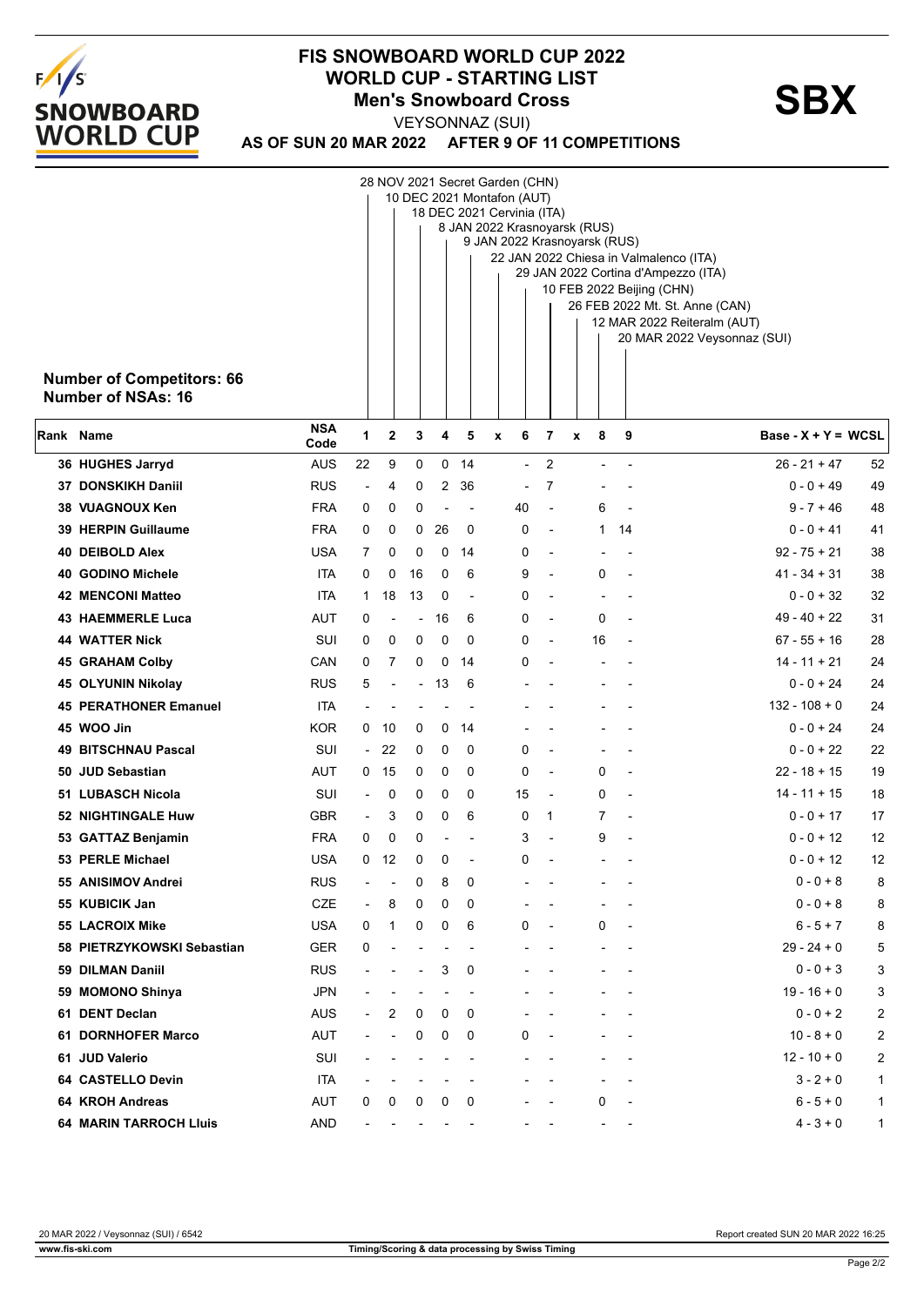# FIS SNOWBOARD WORLD CUP 2022
## WORLD CUP - STARTING LIST
### Men's Snowboard Cross

**SBX**

VEYSONNAZ (SUI)

**AS OF SUN 20 MAR 2022 AFTER 9 OF 11 COMPETITIONS**

1. 28 NOV 2021 Secret Garden (CHN)
2. 10 DEC 2021 Montafon (AUT)
3. 18 DEC 2021 Cervinia (ITA)
4. 8 JAN 2022 Krasnoyarsk (RUS)
5. 9 JAN 2022 Krasnoyarsk (RUS)
x. 22 JAN 2022 Chiesa in Valmalenco (ITA)
6. 29 JAN 2022 Cortina d'Ampezzo (ITA)
7. 10 FEB 2022 Beijing (CHN)
x. 26 FEB 2022 Mt. St. Anne (CAN)
8. 12 MAR 2022 Reiteralm (AUT)
9. 20 MAR 2022 Veysonnaz (SUI)

**Number of Competitors: 66**
**Number of NSAs: 16**

| Rank | Name | NSA Code | 1 | 2 | 3 | 4 | 5 | x | 6 | 7 | x | 8 | 9 | Base - X + Y = WCSL | |
|---|---|---|---|---|---|---|---|---|---|---|---|---|---|---|---|
| 36 | HUGHES Jarryd | AUS | 22 | 9 | 0 | 0 | 14 | | - | 2 | | - | - | 26 - 21 + 47 | 52 |
| 37 | DONSKIKH Daniil | RUS | - | 4 | 0 | 2 | 36 | | - | 7 | | - | - | 0 - 0 + 49 | 49 |
| 38 | VUAGNOUX Ken | FRA | 0 | 0 | 0 | - | - | | 40 | - | | 6 | - | 9 - 7 + 46 | 48 |
| 39 | HERPIN Guillaume | FRA | 0 | 0 | 0 | 26 | 0 | | 0 | - | | 1 | 14 | 0 - 0 + 41 | 41 |
| 40 | DEIBOLD Alex | USA | 7 | 0 | 0 | 0 | 14 | | 0 | - | | - | - | 92 - 75 + 21 | 38 |
| 40 | GODINO Michele | ITA | 0 | 0 | 16 | 0 | 6 | | 9 | - | | 0 | - | 41 - 34 + 31 | 38 |
| 42 | MENCONI Matteo | ITA | 1 | 18 | 13 | 0 | - | | 0 | - | | - | - | 0 - 0 + 32 | 32 |
| 43 | HAEMMERLE Luca | AUT | 0 | - | - | 16 | 6 | | 0 | - | | 0 | - | 49 - 40 + 22 | 31 |
| 44 | WATTER Nick | SUI | 0 | 0 | 0 | 0 | 0 | | 0 | - | | 16 | - | 67 - 55 + 16 | 28 |
| 45 | GRAHAM Colby | CAN | 0 | 7 | 0 | 0 | 14 | | 0 | - | | - | - | 14 - 11 + 21 | 24 |
| 45 | OLYUNIN Nikolay | RUS | 5 | - | - | 13 | 6 | | - | - | | - | - | 0 - 0 + 24 | 24 |
| 45 | PERATHONER Emanuel | ITA | - | - | - | - | - | | - | - | | - | - | 132 - 108 + 0 | 24 |
| 45 | WOO Jin | KOR | 0 | 10 | 0 | 0 | 14 | | - | - | | - | - | 0 - 0 + 24 | 24 |
| 49 | BITSCHNAU Pascal | SUI | - | 22 | 0 | 0 | 0 | | 0 | - | | - | - | 0 - 0 + 22 | 22 |
| 50 | JUD Sebastian | AUT | 0 | 15 | 0 | 0 | 0 | | 0 | - | | 0 | - | 22 - 18 + 15 | 19 |
| 51 | LUBASCH Nicola | SUI | - | 0 | 0 | 0 | 0 | | 15 | - | | 0 | - | 14 - 11 + 15 | 18 |
| 52 | NIGHTINGALE Huw | GBR | - | 3 | 0 | 0 | 6 | | 0 | 1 | | 7 | - | 0 - 0 + 17 | 17 |
| 53 | GATTAZ Benjamin | FRA | 0 | 0 | 0 | - | - | | 3 | - | | 9 | - | 0 - 0 + 12 | 12 |
| 53 | PERLE Michael | USA | 0 | 12 | 0 | 0 | - | | 0 | - | | - | - | 0 - 0 + 12 | 12 |
| 55 | ANISIMOV Andrei | RUS | - | - | 0 | 8 | 0 | | - | - | | - | - | 0 - 0 + 8 | 8 |
| 55 | KUBICIK Jan | CZE | - | 8 | 0 | 0 | 0 | | - | - | | - | - | 0 - 0 + 8 | 8 |
| 55 | LACROIX Mike | USA | 0 | 1 | 0 | 0 | 6 | | 0 | - | | 0 | - | 6 - 5 + 7 | 8 |
| 58 | PIETRZYKOWSKI Sebastian | GER | 0 | - | - | - | - | | - | - | | - | - | 29 - 24 + 0 | 5 |
| 59 | DILMAN Daniil | RUS | - | - | - | 3 | 0 | | - | - | | - | - | 0 - 0 + 3 | 3 |
| 59 | MOMONO Shinya | JPN | - | - | - | - | - | | - | - | | - | - | 19 - 16 + 0 | 3 |
| 61 | DENT Declan | AUS | - | 2 | 0 | 0 | 0 | | - | - | | - | - | 0 - 0 + 2 | 2 |
| 61 | DORNHOFER Marco | AUT | - | - | 0 | 0 | 0 | | 0 | - | | - | - | 10 - 8 + 0 | 2 |
| 61 | JUD Valerio | SUI | - | - | - | - | - | | - | - | | - | - | 12 - 10 + 0 | 2 |
| 64 | CASTELLO Devin | ITA | - | - | - | - | - | | - | - | | - | - | 3 - 2 + 0 | 1 |
| 64 | KROH Andreas | AUT | 0 | 0 | 0 | 0 | 0 | | - | - | | 0 | - | 6 - 5 + 0 | 1 |
| 64 | MARIN TARROCH Lluis | AND | - | - | - | - | - | | - | - | | - | - | 4 - 3 + 0 | 1 |

20 MAR 2022 / Veysonnaz (SUI) / 6542

Report created SUN 20 MAR 2022 16:25

www.fis-ski.com

Timing/Scoring & data processing by Swiss Timing